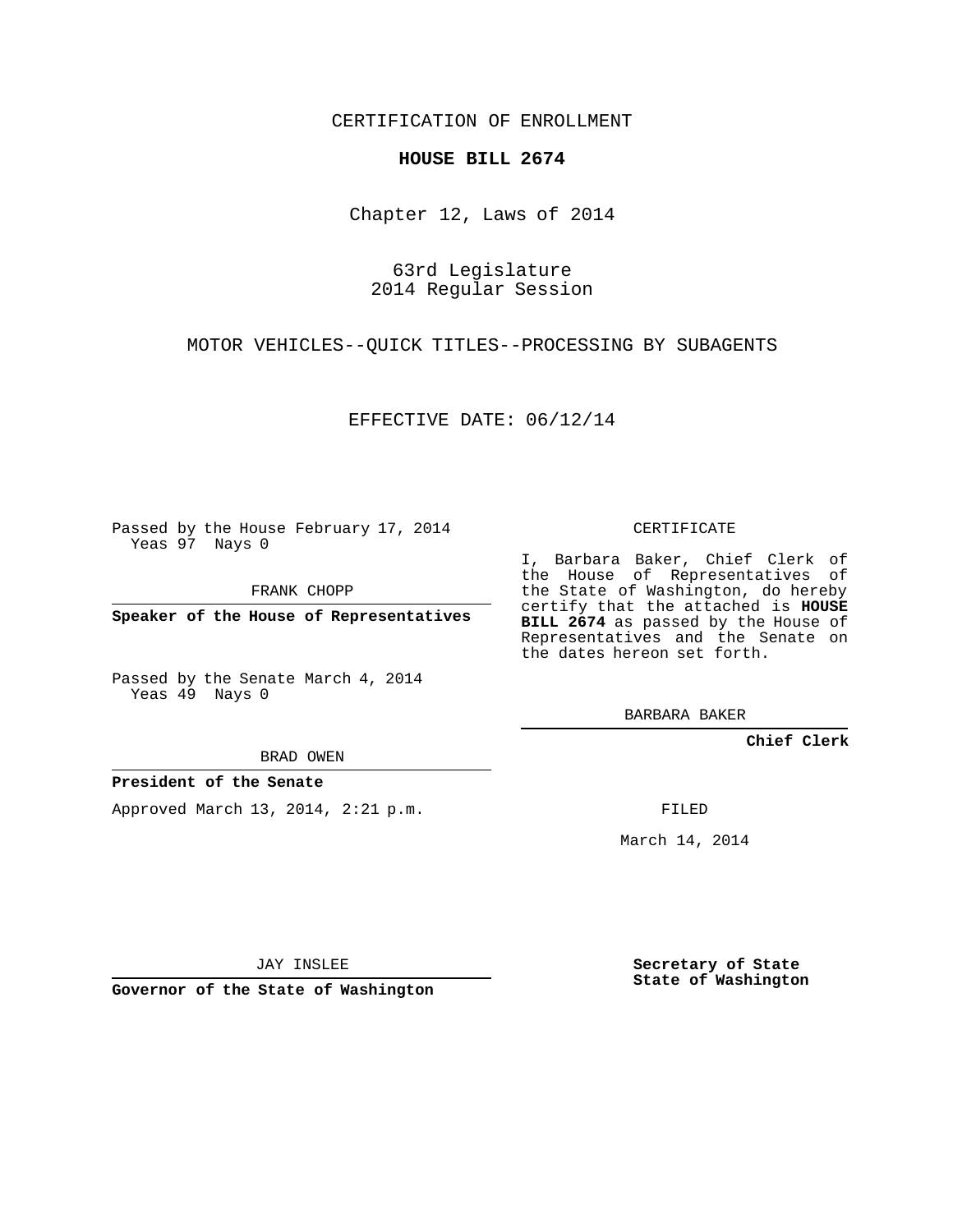CERTIFICATION OF ENROLLMENT

**HOUSE BILL 2674**

Chapter 12, Laws of 2014

63rd Legislature
2014 Regular Session

MOTOR VEHICLES--QUICK TITLES--PROCESSING BY SUBAGENTS

EFFECTIVE DATE: 06/12/14

Passed by the House February 17, 2014
Yeas 97 Nays 0

FRANK CHOPP

**Speaker of the House of Representatives**

Passed by the Senate March 4, 2014
Yeas 49 Nays 0

BRAD OWEN

**President of the Senate**

Approved March 13, 2014, 2:21 p.m.

JAY INSLEE

**Governor of the State of Washington**

CERTIFICATE

I, Barbara Baker, Chief Clerk of the House of Representatives of the State of Washington, do hereby certify that the attached is **HOUSE BILL 2674** as passed by the House of Representatives and the Senate on the dates hereon set forth.

BARBARA BAKER

**Chief Clerk**

FILED

March 14, 2014

**Secretary of State**
**State of Washington**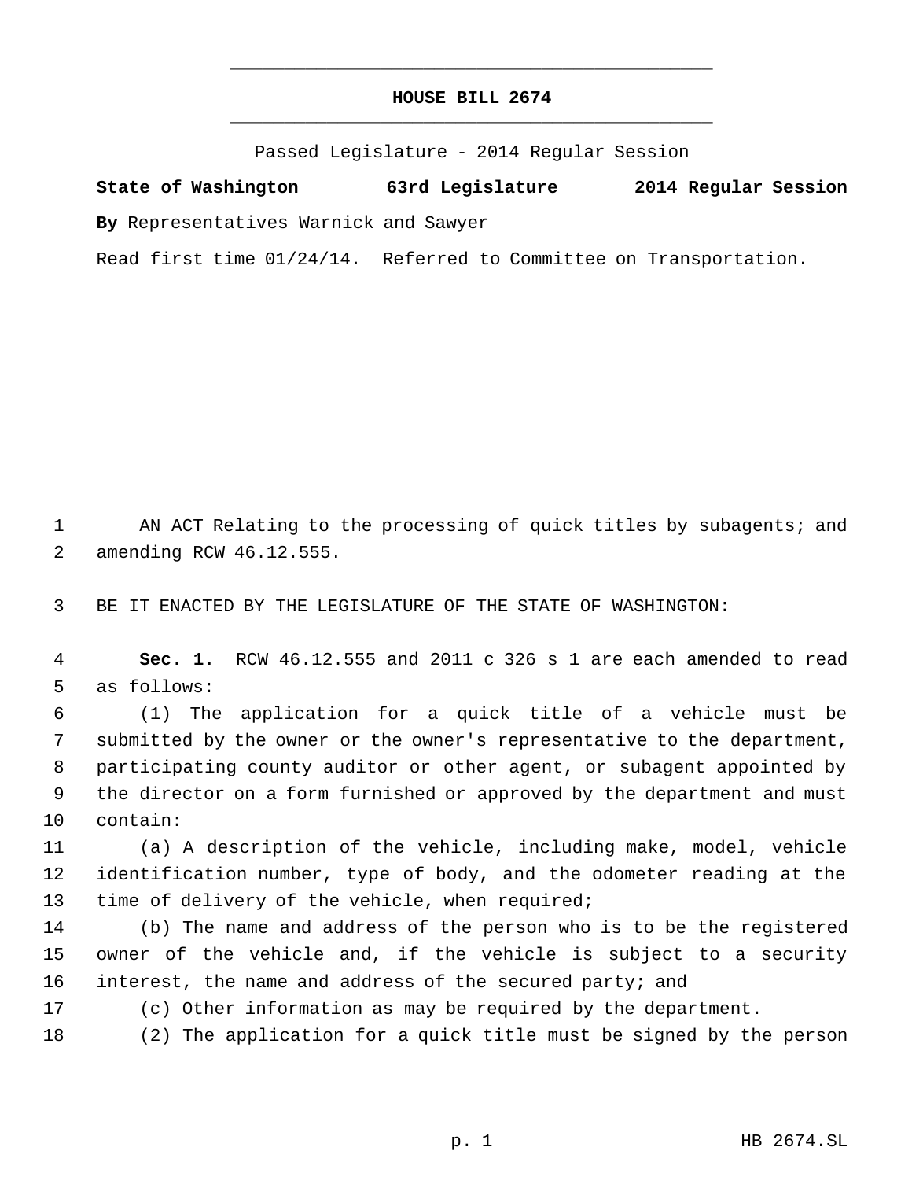# HOUSE BILL 2674

Passed Legislature - 2014 Regular Session

**State of Washington 63rd Legislature 2014 Regular Session**

**By** Representatives Warnick and Sawyer

Read first time 01/24/14. Referred to Committee on Transportation.

AN ACT Relating to the processing of quick titles by subagents; and amending RCW 46.12.555.

BE IT ENACTED BY THE LEGISLATURE OF THE STATE OF WASHINGTON:

**Sec. 1.** RCW 46.12.555 and 2011 c 326 s 1 are each amended to read as follows:

(1) The application for a quick title of a vehicle must be submitted by the owner or the owner's representative to the department, participating county auditor or other agent, or subagent appointed by the director on a form furnished or approved by the department and must contain:

(a) A description of the vehicle, including make, model, vehicle identification number, type of body, and the odometer reading at the time of delivery of the vehicle, when required;

(b) The name and address of the person who is to be the registered owner of the vehicle and, if the vehicle is subject to a security interest, the name and address of the secured party; and

(c) Other information as may be required by the department.

(2) The application for a quick title must be signed by the person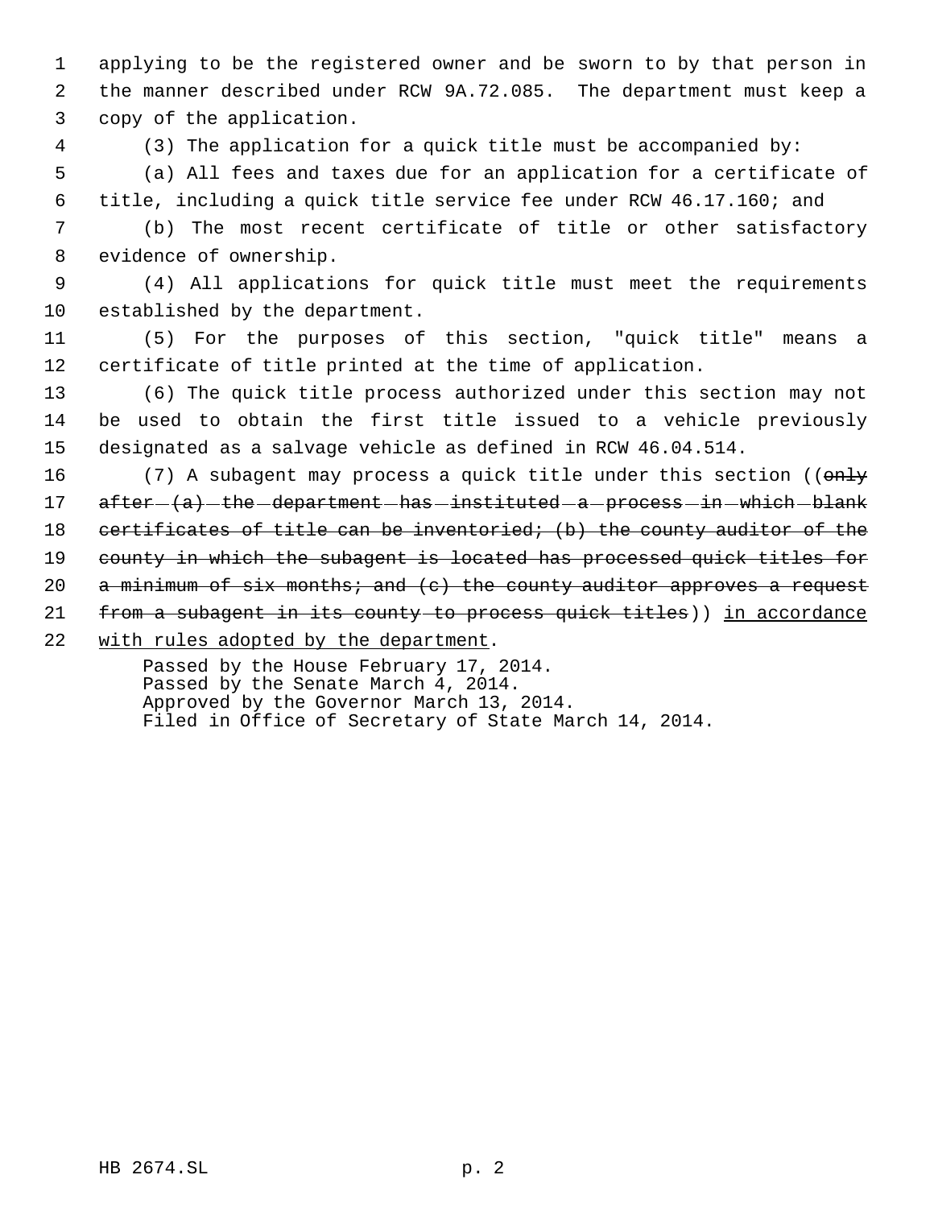applying to be the registered owner and be sworn to by that person in the manner described under RCW 9A.72.085. The department must keep a copy of the application.

(3) The application for a quick title must be accompanied by:

(a) All fees and taxes due for an application for a certificate of title, including a quick title service fee under RCW 46.17.160; and

(b) The most recent certificate of title or other satisfactory evidence of ownership.

(4) All applications for quick title must meet the requirements established by the department.

(5) For the purposes of this section, "quick title" means a certificate of title printed at the time of application.

(6) The quick title process authorized under this section may not be used to obtain the first title issued to a vehicle previously designated as a salvage vehicle as defined in RCW 46.04.514.

(7) A subagent may process a quick title under this section ((~~only after (a) the department has instituted a process in which blank certificates of title can be inventoried; (b) the county auditor of the county in which the subagent is located has processed quick titles for a minimum of six months; and (c) the county auditor approves a request from a subagent in its county to process quick titles~~)) <u>in accordance with rules adopted by the department</u>.

Passed by the House February 17, 2014.
Passed by the Senate March 4, 2014.
Approved by the Governor March 13, 2014.
Filed in Office of Secretary of State March 14, 2014.